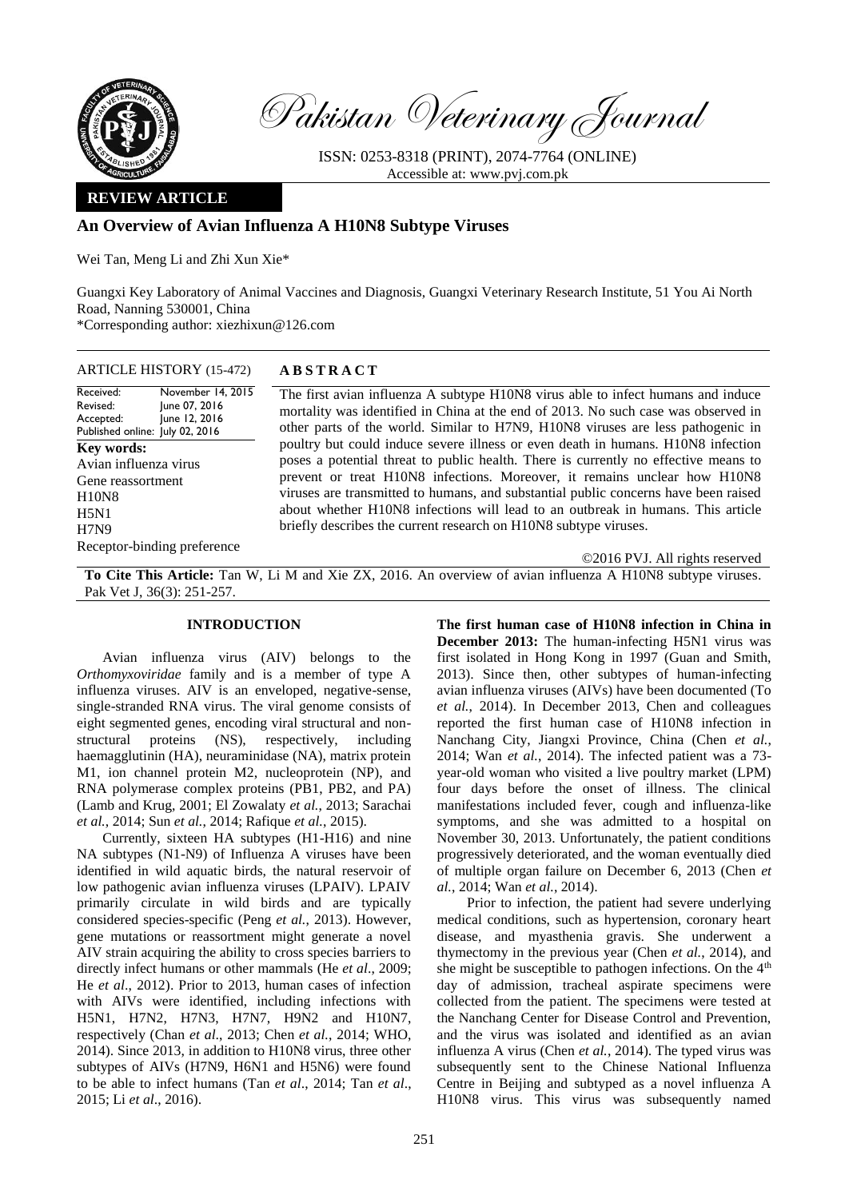Pakistan Veterinary Journal

ISSN: 0253-8318 (PRINT), 2074-7764 (ONLINE)
Accessible at: www.pvj.com.pk

**REVIEW ARTICLE**

# An Overview of Avian Influenza A H10N8 Subtype Viruses

Wei Tan, Meng Li and Zhi Xun Xie*

Guangxi Key Laboratory of Animal Vaccines and Diagnosis, Guangxi Veterinary Research Institute, 51 You Ai North Road, Nanning 530001, China
*Corresponding author: xiezhixun@126.com

**ARTICLE HISTORY** (15-472)

Received: November 14, 2015
Revised: June 07, 2016
Accepted: June 12, 2016
Published online: July 02, 2016

**Key words:**
Avian influenza virus
Gene reassortment
H10N8
H5N1
H7N9
Receptor-binding preference

## ABSTRACT

The first avian influenza A subtype H10N8 virus able to infect humans and induce mortality was identified in China at the end of 2013. No such case was observed in other parts of the world. Similar to H7N9, H10N8 viruses are less pathogenic in poultry but could induce severe illness or even death in humans. H10N8 infection poses a potential threat to public health. There is currently no effective means to prevent or treat H10N8 infections. Moreover, it remains unclear how H10N8 viruses are transmitted to humans, and substantial public concerns have been raised about whether H10N8 infections will lead to an outbreak in humans. This article briefly describes the current research on H10N8 subtype viruses.

©2016 PVJ. All rights reserved

**To Cite This Article:** Tan W, Li M and Xie ZX, 2016. An overview of avian influenza A H10N8 subtype viruses. Pak Vet J, 36(3): 251-257.

## INTRODUCTION

Avian influenza virus (AIV) belongs to the *Orthomyxoviridae* family and is a member of type A influenza viruses. AIV is an enveloped, negative-sense, single-stranded RNA virus. The viral genome consists of eight segmented genes, encoding viral structural and non-structural proteins (NS), respectively, including haemagglutinin (HA), neuraminidase (NA), matrix protein M1, ion channel protein M2, nucleoprotein (NP), and RNA polymerase complex proteins (PB1, PB2, and PA) (Lamb and Krug, 2001; El Zowalaty *et al.*, 2013; Sarachai *et al.*, 2014; Sun *et al.*, 2014; Rafique *et al.*, 2015).

Currently, sixteen HA subtypes (H1-H16) and nine NA subtypes (N1-N9) of Influenza A viruses have been identified in wild aquatic birds, the natural reservoir of low pathogenic avian influenza viruses (LPAIV). LPAIV primarily circulate in wild birds and are typically considered species-specific (Peng *et al.*, 2013). However, gene mutations or reassortment might generate a novel AIV strain acquiring the ability to cross species barriers to directly infect humans or other mammals (He *et al*., 2009; He *et al*., 2012). Prior to 2013, human cases of infection with AIVs were identified, including infections with H5N1, H7N2, H7N3, H7N7, H9N2 and H10N7, respectively (Chan *et al.*, 2013; Chen *et al.*, 2014; WHO, 2014). Since 2013, in addition to H10N8 virus, three other subtypes of AIVs (H7N9, H6N1 and H5N6) were found to be able to infect humans (Tan *et al*., 2014; Tan *et al*., 2015; Li *et al*., 2016).

**The first human case of H10N8 infection in China in December 2013:** The human-infecting H5N1 virus was first isolated in Hong Kong in 1997 (Guan and Smith, 2013). Since then, other subtypes of human-infecting avian influenza viruses (AIVs) have been documented (To *et al.*, 2014). In December 2013, Chen and colleagues reported the first human case of H10N8 infection in Nanchang City, Jiangxi Province, China (Chen *et al.*, 2014; Wan *et al.*, 2014). The infected patient was a 73-year-old woman who visited a live poultry market (LPM) four days before the onset of illness. The clinical manifestations included fever, cough and influenza-like symptoms, and she was admitted to a hospital on November 30, 2013. Unfortunately, the patient conditions progressively deteriorated, and the woman eventually died of multiple organ failure on December 6, 2013 (Chen *et al.*, 2014; Wan *et al.*, 2014).

Prior to infection, the patient had severe underlying medical conditions, such as hypertension, coronary heart disease, and myasthenia gravis. She underwent a thymectomy in the previous year (Chen *et al.*, 2014), and she might be susceptible to pathogen infections. On the 4th day of admission, tracheal aspirate specimens were collected from the patient. The specimens were tested at the Nanchang Center for Disease Control and Prevention, and the virus was isolated and identified as an avian influenza A virus (Chen *et al.*, 2014). The typed virus was subsequently sent to the Chinese National Influenza Centre in Beijing and subtyped as a novel influenza A H10N8 virus. This virus was subsequently named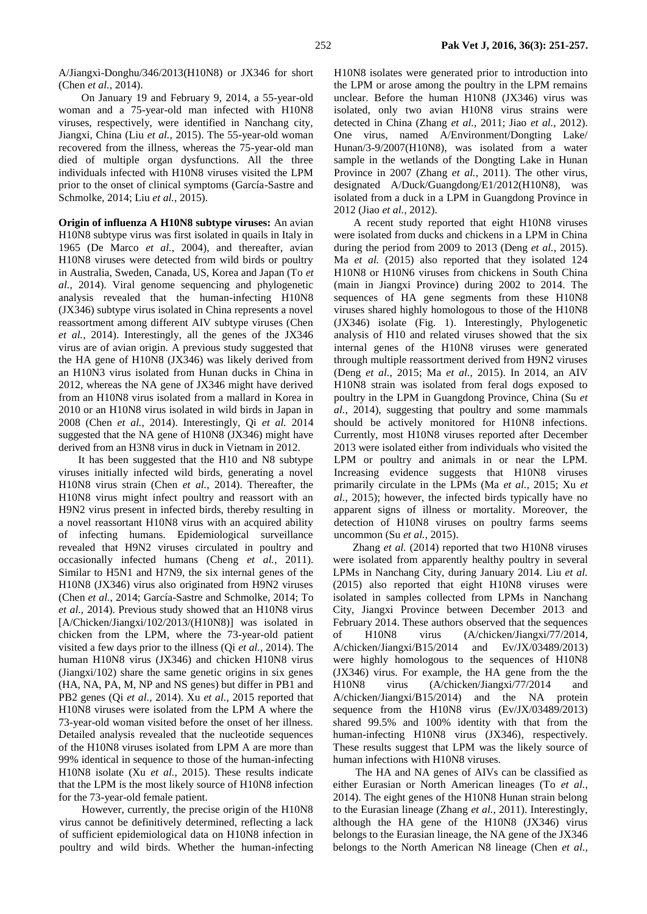A/Jiangxi-Donghu/346/2013(H10N8) or JX346 for short (Chen *et al.*, 2014).

On January 19 and February 9, 2014, a 55-year-old woman and a 75-year-old man infected with H10N8 viruses, respectively, were identified in Nanchang city, Jiangxi, China (Liu *et al.*, 2015). The 55-year-old woman recovered from the illness, whereas the 75-year-old man died of multiple organ dysfunctions. All the three individuals infected with H10N8 viruses visited the LPM prior to the onset of clinical symptoms (García-Sastre and Schmolke, 2014; Liu *et al.*, 2015).

**Origin of influenza A H10N8 subtype viruses:** An avian H10N8 subtype virus was first isolated in quails in Italy in 1965 (De Marco *et al.*, 2004), and thereafter, avian H10N8 viruses were detected from wild birds or poultry in Australia, Sweden, Canada, US, Korea and Japan (To *et al.*, 2014). Viral genome sequencing and phylogenetic analysis revealed that the human-infecting H10N8 (JX346) subtype virus isolated in China represents a novel reassortment among different AIV subtype viruses (Chen *et al.*, 2014). Interestingly, all the genes of the JX346 virus are of avian origin. A previous study suggested that the HA gene of H10N8 (JX346) was likely derived from an H10N3 virus isolated from Hunan ducks in China in 2012, whereas the NA gene of JX346 might have derived from an H10N8 virus isolated from a mallard in Korea in 2010 or an H10N8 virus isolated in wild birds in Japan in 2008 (Chen *et al.*, 2014). Interestingly, Qi *et al.* 2014 suggested that the NA gene of H10N8 (JX346) might have derived from an H3N8 virus in duck in Vietnam in 2012.

It has been suggested that the H10 and N8 subtype viruses initially infected wild birds, generating a novel H10N8 virus strain (Chen *et al.*, 2014). Thereafter, the H10N8 virus might infect poultry and reassort with an H9N2 virus present in infected birds, thereby resulting in a novel reassortant H10N8 virus with an acquired ability of infecting humans. Epidemiological surveillance revealed that H9N2 viruses circulated in poultry and occasionally infected humans (Cheng *et al.*, 2011). Similar to H5N1 and H7N9, the six internal genes of the H10N8 (JX346) virus also originated from H9N2 viruses (Chen *et al.*, 2014; García-Sastre and Schmolke, 2014; To *et al.*, 2014). Previous study showed that an H10N8 virus [A/Chicken/Jiangxi/102/2013/(H10N8)] was isolated in chicken from the LPM, where the 73-year-old patient visited a few days prior to the illness (Qi *et al.*, 2014). The human H10N8 virus (JX346) and chicken H10N8 virus (Jiangxi/102) share the same genetic origins in six genes (HA, NA, PA, M, NP and NS genes) but differ in PB1 and PB2 genes (Qi *et al.*, 2014). Xu *et al.*, 2015 reported that H10N8 viruses were isolated from the LPM A where the 73-year-old woman visited before the onset of her illness. Detailed analysis revealed that the nucleotide sequences of the H10N8 viruses isolated from LPM A are more than 99% identical in sequence to those of the human-infecting H10N8 isolate (Xu *et al.*, 2015). These results indicate that the LPM is the most likely source of H10N8 infection for the 73-year-old female patient.

However, currently, the precise origin of the H10N8 virus cannot be definitively determined, reflecting a lack of sufficient epidemiological data on H10N8 infection in poultry and wild birds. Whether the human-infecting H10N8 isolates were generated prior to introduction into the LPM or arose among the poultry in the LPM remains unclear. Before the human H10N8 (JX346) virus was isolated, only two avian H10N8 virus strains were detected in China (Zhang *et al.*, 2011; Jiao *et al.*, 2012). One virus, named A/Environment/Dongting Lake/ Hunan/3-9/2007(H10N8), was isolated from a water sample in the wetlands of the Dongting Lake in Hunan Province in 2007 (Zhang *et al.*, 2011). The other virus, designated A/Duck/Guangdong/E1/2012(H10N8), was isolated from a duck in a LPM in Guangdong Province in 2012 (Jiao *et al.*, 2012).

A recent study reported that eight H10N8 viruses were isolated from ducks and chickens in a LPM in China during the period from 2009 to 2013 (Deng *et al.*, 2015). Ma *et al.* (2015) also reported that they isolated 124 H10N8 or H10N6 viruses from chickens in South China (main in Jiangxi Province) during 2002 to 2014. The sequences of HA gene segments from these H10N8 viruses shared highly homologous to those of the H10N8 (JX346) isolate (Fig. 1). Interestingly, Phylogenetic analysis of H10 and related viruses showed that the six internal genes of the H10N8 viruses were generated through multiple reassortment derived from H9N2 viruses (Deng *et al.*, 2015; Ma *et al.*, 2015). In 2014, an AIV H10N8 strain was isolated from feral dogs exposed to poultry in the LPM in Guangdong Province, China (Su *et al.*, 2014), suggesting that poultry and some mammals should be actively monitored for H10N8 infections. Currently, most H10N8 viruses reported after December 2013 were isolated either from individuals who visited the LPM or poultry and animals in or near the LPM. Increasing evidence suggests that H10N8 viruses primarily circulate in the LPMs (Ma *et al.*, 2015; Xu *et al.*, 2015); however, the infected birds typically have no apparent signs of illness or mortality. Moreover, the detection of H10N8 viruses on poultry farms seems uncommon (Su *et al.*, 2015).

Zhang *et al.* (2014) reported that two H10N8 viruses were isolated from apparently healthy poultry in several LPMs in Nanchang City, during January 2014. Liu *et al.* (2015) also reported that eight H10N8 viruses were isolated in samples collected from LPMs in Nanchang City, Jiangxi Province between December 2013 and February 2014. These authors observed that the sequences of H10N8 virus (A/chicken/Jiangxi/77/2014, A/chicken/Jiangxi/B15/2014 and Ev/JX/03489/2013) were highly homologous to the sequences of H10N8 (JX346) virus. For example, the HA gene from the the H10N8 virus (A/chicken/Jiangxi/77/2014 and A/chicken/Jiangxi/B15/2014) and the NA protein sequence from the H10N8 virus (Ev/JX/03489/2013) shared 99.5% and 100% identity with that from the human-infecting H10N8 virus (JX346), respectively. These results suggest that LPM was the likely source of human infections with H10N8 viruses.

The HA and NA genes of AIVs can be classified as either Eurasian or North American lineages (To *et al.*, 2014). The eight genes of the H10N8 Hunan strain belong to the Eurasian lineage (Zhang *et al.*, 2011). Interestingly, although the HA gene of the H10N8 (JX346) virus belongs to the Eurasian lineage, the NA gene of the JX346 belongs to the North American N8 lineage (Chen *et al.*,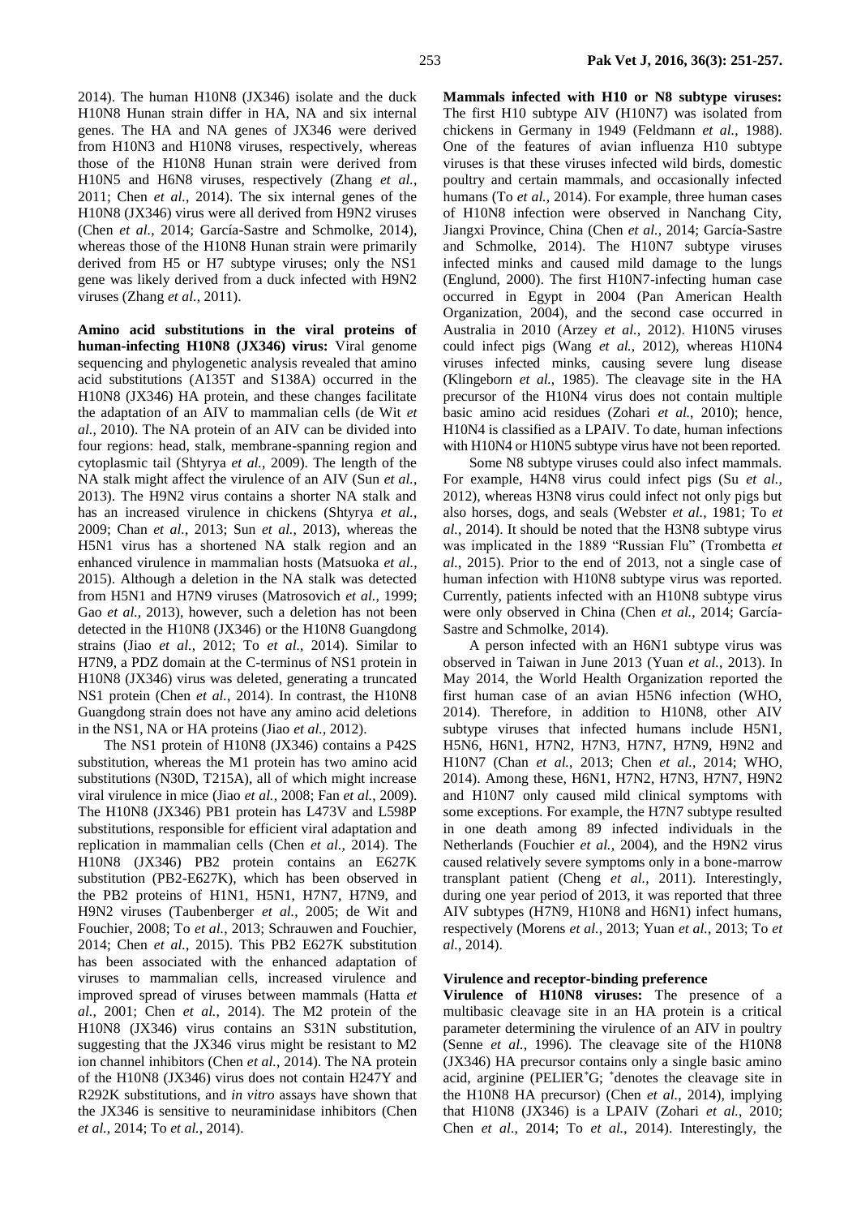2014). The human H10N8 (JX346) isolate and the duck H10N8 Hunan strain differ in HA, NA and six internal genes. The HA and NA genes of JX346 were derived from H10N3 and H10N8 viruses, respectively, whereas those of the H10N8 Hunan strain were derived from H10N5 and H6N8 viruses, respectively (Zhang *et al.*, 2011; Chen *et al.*, 2014). The six internal genes of the H10N8 (JX346) virus were all derived from H9N2 viruses (Chen *et al.*, 2014; García-Sastre and Schmolke, 2014), whereas those of the H10N8 Hunan strain were primarily derived from H5 or H7 subtype viruses; only the NS1 gene was likely derived from a duck infected with H9N2 viruses (Zhang *et al.*, 2011).

**Amino acid substitutions in the viral proteins of human-infecting H10N8 (JX346) virus:** Viral genome sequencing and phylogenetic analysis revealed that amino acid substitutions (A135T and S138A) occurred in the H10N8 (JX346) HA protein, and these changes facilitate the adaptation of an AIV to mammalian cells (de Wit *et al.*, 2010). The NA protein of an AIV can be divided into four regions: head, stalk, membrane-spanning region and cytoplasmic tail (Shtyrya *et al.*, 2009). The length of the NA stalk might affect the virulence of an AIV (Sun *et al.*, 2013). The H9N2 virus contains a shorter NA stalk and has an increased virulence in chickens (Shtyrya *et al.*, 2009; Chan *et al.*, 2013; Sun *et al.*, 2013), whereas the H5N1 virus has a shortened NA stalk region and an enhanced virulence in mammalian hosts (Matsuoka *et al.*, 2015). Although a deletion in the NA stalk was detected from H5N1 and H7N9 viruses (Matrosovich *et al.*, 1999; Gao *et al.*, 2013), however, such a deletion has not been detected in the H10N8 (JX346) or the H10N8 Guangdong strains (Jiao *et al.*, 2012; To *et al.*, 2014). Similar to H7N9, a PDZ domain at the C-terminus of NS1 protein in H10N8 (JX346) virus was deleted, generating a truncated NS1 protein (Chen *et al.*, 2014). In contrast, the H10N8 Guangdong strain does not have any amino acid deletions in the NS1, NA or HA proteins (Jiao *et al.*, 2012).

The NS1 protein of H10N8 (JX346) contains a P42S substitution, whereas the M1 protein has two amino acid substitutions (N30D, T215A), all of which might increase viral virulence in mice (Jiao *et al.*, 2008; Fan *et al.*, 2009). The H10N8 (JX346) PB1 protein has L473V and L598P substitutions, responsible for efficient viral adaptation and replication in mammalian cells (Chen *et al.*, 2014). The H10N8 (JX346) PB2 protein contains an E627K substitution (PB2-E627K), which has been observed in the PB2 proteins of H1N1, H5N1, H7N7, H7N9, and H9N2 viruses (Taubenberger *et al.*, 2005; de Wit and Fouchier, 2008; To *et al.*, 2013; Schrauwen and Fouchier, 2014; Chen *et al.*, 2015). This PB2 E627K substitution has been associated with the enhanced adaptation of viruses to mammalian cells, increased virulence and improved spread of viruses between mammals (Hatta *et al.*, 2001; Chen *et al.*, 2014). The M2 protein of the H10N8 (JX346) virus contains an S31N substitution, suggesting that the JX346 virus might be resistant to M2 ion channel inhibitors (Chen *et al.*, 2014). The NA protein of the H10N8 (JX346) virus does not contain H247Y and R292K substitutions, and *in vitro* assays have shown that the JX346 is sensitive to neuraminidase inhibitors (Chen *et al.*, 2014; To *et al.*, 2014).

**Mammals infected with H10 or N8 subtype viruses:** The first H10 subtype AIV (H10N7) was isolated from chickens in Germany in 1949 (Feldmann *et al.*, 1988). One of the features of avian influenza H10 subtype viruses is that these viruses infected wild birds, domestic poultry and certain mammals, and occasionally infected humans (To *et al.*, 2014). For example, three human cases of H10N8 infection were observed in Nanchang City, Jiangxi Province, China (Chen *et al.*, 2014; García-Sastre and Schmolke, 2014). The H10N7 subtype viruses infected minks and caused mild damage to the lungs (Englund, 2000). The first H10N7-infecting human case occurred in Egypt in 2004 (Pan American Health Organization, 2004), and the second case occurred in Australia in 2010 (Arzey *et al.*, 2012). H10N5 viruses could infect pigs (Wang *et al.*, 2012), whereas H10N4 viruses infected minks, causing severe lung disease (Klingeborn *et al.*, 1985). The cleavage site in the HA precursor of the H10N4 virus does not contain multiple basic amino acid residues (Zohari *et al.*, 2010); hence, H10N4 is classified as a LPAIV. To date, human infections with H10N4 or H10N5 subtype virus have not been reported.

Some N8 subtype viruses could also infect mammals. For example, H4N8 virus could infect pigs (Su *et al.*, 2012), whereas H3N8 virus could infect not only pigs but also horses, dogs, and seals (Webster *et al.*, 1981; To *et al.*, 2014). It should be noted that the H3N8 subtype virus was implicated in the 1889 "Russian Flu" (Trombetta *et al.*, 2015). Prior to the end of 2013, not a single case of human infection with H10N8 subtype virus was reported. Currently, patients infected with an H10N8 subtype virus were only observed in China (Chen *et al.*, 2014; García-Sastre and Schmolke, 2014).

A person infected with an H6N1 subtype virus was observed in Taiwan in June 2013 (Yuan *et al.*, 2013). In May 2014, the World Health Organization reported the first human case of an avian H5N6 infection (WHO, 2014). Therefore, in addition to H10N8, other AIV subtype viruses that infected humans include H5N1, H5N6, H6N1, H7N2, H7N3, H7N7, H7N9, H9N2 and H10N7 (Chan *et al.*, 2013; Chen *et al.*, 2014; WHO, 2014). Among these, H6N1, H7N2, H7N3, H7N7, H9N2 and H10N7 only caused mild clinical symptoms with some exceptions. For example, the H7N7 subtype resulted in one death among 89 infected individuals in the Netherlands (Fouchier *et al.*, 2004), and the H9N2 virus caused relatively severe symptoms only in a bone-marrow transplant patient (Cheng *et al.*, 2011). Interestingly, during one year period of 2013, it was reported that three AIV subtypes (H7N9, H10N8 and H6N1) infect humans, respectively (Morens *et al.*, 2013; Yuan *et al.*, 2013; To *et al.*, 2014).

## Virulence and receptor-binding preference

**Virulence of H10N8 viruses:** The presence of a multibasic cleavage site in an HA protein is a critical parameter determining the virulence of an AIV in poultry (Senne *et al.*, 1996). The cleavage site of the H10N8 (JX346) HA precursor contains only a single basic amino acid, arginine (PELIER*G; *denotes the cleavage site in the H10N8 HA precursor) (Chen *et al.*, 2014), implying that H10N8 (JX346) is a LPAIV (Zohari *et al.*, 2010; Chen *et al.*, 2014; To *et al.*, 2014). Interestingly, the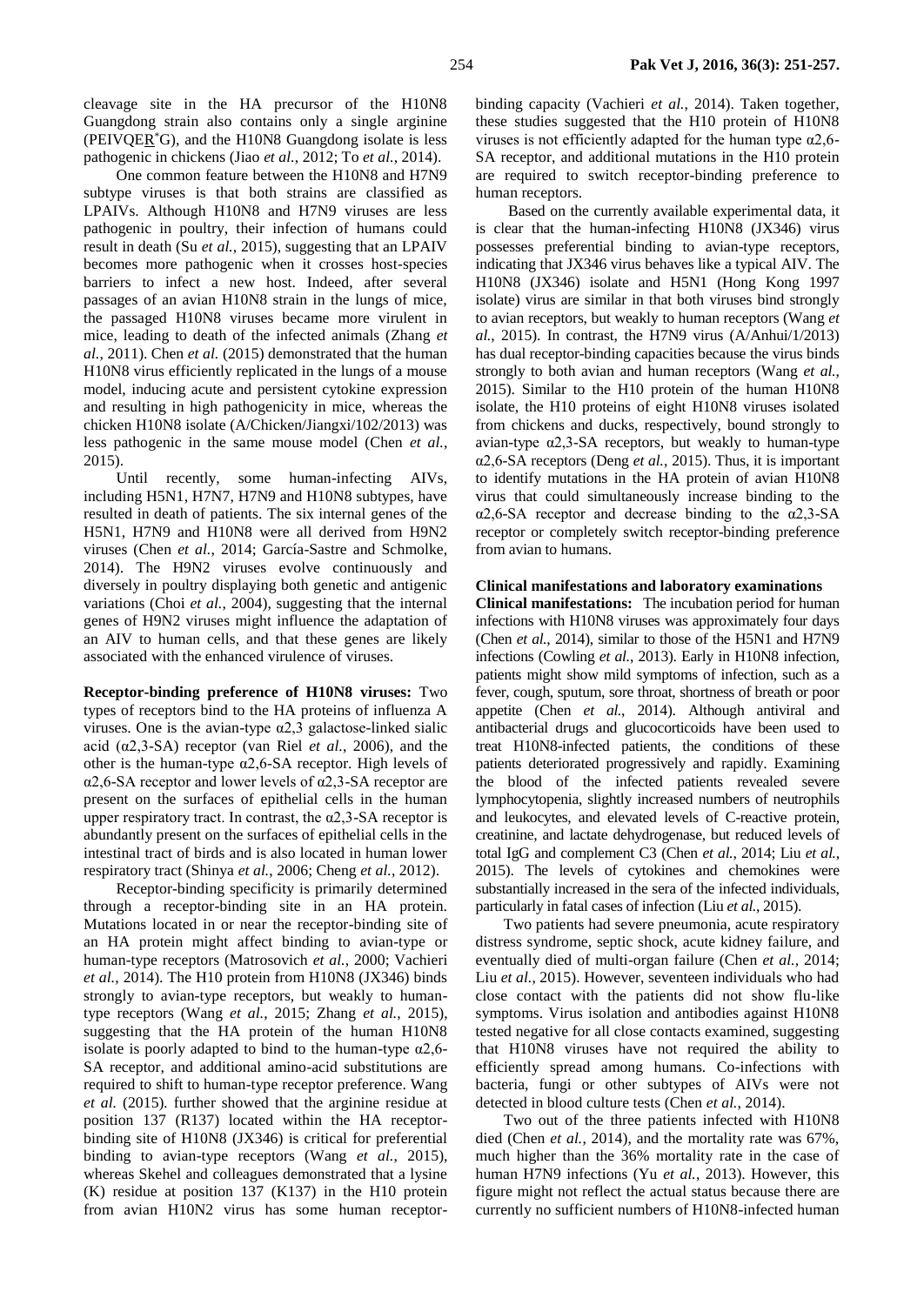cleavage site in the HA precursor of the H10N8 Guangdong strain also contains only a single arginine (PEIVQER*G), and the H10N8 Guangdong isolate is less pathogenic in chickens (Jiao *et al.*, 2012; To *et al.*, 2014).

One common feature between the H10N8 and H7N9 subtype viruses is that both strains are classified as LPAIVs. Although H10N8 and H7N9 viruses are less pathogenic in poultry, their infection of humans could result in death (Su *et al.*, 2015), suggesting that an LPAIV becomes more pathogenic when it crosses host-species barriers to infect a new host. Indeed, after several passages of an avian H10N8 strain in the lungs of mice, the passaged H10N8 viruses became more virulent in mice, leading to death of the infected animals (Zhang *et al.*, 2011). Chen *et al.* (2015) demonstrated that the human H10N8 virus efficiently replicated in the lungs of a mouse model, inducing acute and persistent cytokine expression and resulting in high pathogenicity in mice, whereas the chicken H10N8 isolate (A/Chicken/Jiangxi/102/2013) was less pathogenic in the same mouse model (Chen *et al.*, 2015).

Until recently, some human-infecting AIVs, including H5N1, H7N7, H7N9 and H10N8 subtypes, have resulted in death of patients. The six internal genes of the H5N1, H7N9 and H10N8 were all derived from H9N2 viruses (Chen *et al.*, 2014; García-Sastre and Schmolke, 2014). The H9N2 viruses evolve continuously and diversely in poultry displaying both genetic and antigenic variations (Choi *et al.*, 2004), suggesting that the internal genes of H9N2 viruses might influence the adaptation of an AIV to human cells, and that these genes are likely associated with the enhanced virulence of viruses.

**Receptor-binding preference of H10N8 viruses:** Two types of receptors bind to the HA proteins of influenza A viruses. One is the avian-type α2,3 galactose-linked sialic acid (α2,3-SA) receptor (van Riel *et al.*, 2006), and the other is the human-type α2,6-SA receptor. High levels of α2,6-SA receptor and lower levels of α2,3-SA receptor are present on the surfaces of epithelial cells in the human upper respiratory tract. In contrast, the α2,3-SA receptor is abundantly present on the surfaces of epithelial cells in the intestinal tract of birds and is also located in human lower respiratory tract (Shinya *et al.*, 2006; Cheng *et al.*, 2012).

Receptor-binding specificity is primarily determined through a receptor-binding site in an HA protein. Mutations located in or near the receptor-binding site of an HA protein might affect binding to avian-type or human-type receptors (Matrosovich *et al.*, 2000; Vachieri *et al.*, 2014). The H10 protein from H10N8 (JX346) binds strongly to avian-type receptors, but weakly to human-type receptors (Wang *et al.*, 2015; Zhang *et al.*, 2015), suggesting that the HA protein of the human H10N8 isolate is poorly adapted to bind to the human-type α2,6-SA receptor, and additional amino-acid substitutions are required to shift to human-type receptor preference. Wang *et al.* (2015). further showed that the arginine residue at position 137 (R137) located within the HA receptor-binding site of H10N8 (JX346) is critical for preferential binding to avian-type receptors (Wang *et al.*, 2015), whereas Skehel and colleagues demonstrated that a lysine (K) residue at position 137 (K137) in the H10 protein from avian H10N2 virus has some human receptor-binding capacity (Vachieri *et al.*, 2014). Taken together, these studies suggested that the H10 protein of H10N8 viruses is not efficiently adapted for the human type α2,6-SA receptor, and additional mutations in the H10 protein are required to switch receptor-binding preference to human receptors.

Based on the currently available experimental data, it is clear that the human-infecting H10N8 (JX346) virus possesses preferential binding to avian-type receptors, indicating that JX346 virus behaves like a typical AIV. The H10N8 (JX346) isolate and H5N1 (Hong Kong 1997 isolate) virus are similar in that both viruses bind strongly to avian receptors, but weakly to human receptors (Wang *et al.*, 2015). In contrast, the H7N9 virus (A/Anhui/1/2013) has dual receptor-binding capacities because the virus binds strongly to both avian and human receptors (Wang *et al.*, 2015). Similar to the H10 protein of the human H10N8 isolate, the H10 proteins of eight H10N8 viruses isolated from chickens and ducks, respectively, bound strongly to avian-type α2,3-SA receptors, but weakly to human-type α2,6-SA receptors (Deng *et al.*, 2015). Thus, it is important to identify mutations in the HA protein of avian H10N8 virus that could simultaneously increase binding to the α2,6-SA receptor and decrease binding to the α2,3-SA receptor or completely switch receptor-binding preference from avian to humans.

## Clinical manifestations and laboratory examinations

**Clinical manifestations:** The incubation period for human infections with H10N8 viruses was approximately four days (Chen *et al.*, 2014), similar to those of the H5N1 and H7N9 infections (Cowling *et al.*, 2013). Early in H10N8 infection, patients might show mild symptoms of infection, such as a fever, cough, sputum, sore throat, shortness of breath or poor appetite (Chen *et al.*, 2014). Although antiviral and antibacterial drugs and glucocorticoids have been used to treat H10N8-infected patients, the conditions of these patients deteriorated progressively and rapidly. Examining the blood of the infected patients revealed severe lymphocytopenia, slightly increased numbers of neutrophils and leukocytes, and elevated levels of C-reactive protein, creatinine, and lactate dehydrogenase, but reduced levels of total IgG and complement C3 (Chen *et al.*, 2014; Liu *et al.*, 2015). The levels of cytokines and chemokines were substantially increased in the sera of the infected individuals, particularly in fatal cases of infection (Liu *et al.*, 2015).

Two patients had severe pneumonia, acute respiratory distress syndrome, septic shock, acute kidney failure, and eventually died of multi-organ failure (Chen *et al.*, 2014; Liu *et al.*, 2015). However, seventeen individuals who had close contact with the patients did not show flu-like symptoms. Virus isolation and antibodies against H10N8 tested negative for all close contacts examined, suggesting that H10N8 viruses have not required the ability to efficiently spread among humans. Co-infections with bacteria, fungi or other subtypes of AIVs were not detected in blood culture tests (Chen *et al.*, 2014).

Two out of the three patients infected with H10N8 died (Chen *et al.*, 2014), and the mortality rate was 67%, much higher than the 36% mortality rate in the case of human H7N9 infections (Yu *et al.*, 2013). However, this figure might not reflect the actual status because there are currently no sufficient numbers of H10N8-infected human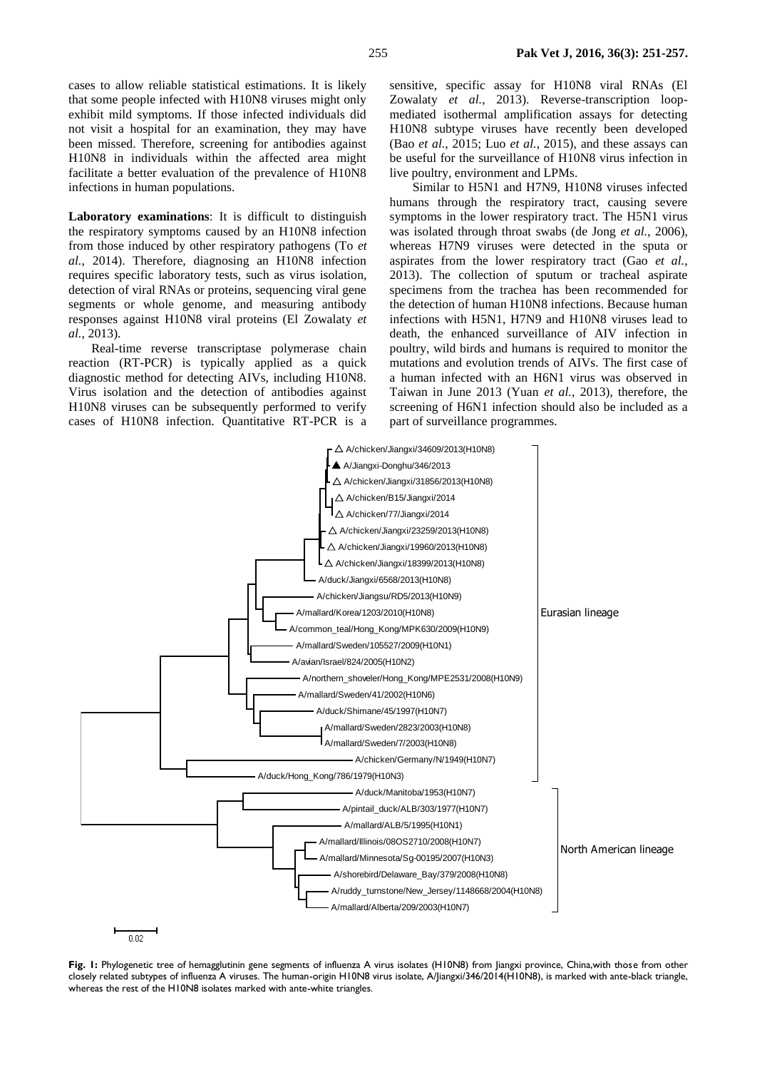cases to allow reliable statistical estimations. It is likely that some people infected with H10N8 viruses might only exhibit mild symptoms. If those infected individuals did not visit a hospital for an examination, they may have been missed. Therefore, screening for antibodies against H10N8 in individuals within the affected area might facilitate a better evaluation of the prevalence of H10N8 infections in human populations.

**Laboratory examinations**: It is difficult to distinguish the respiratory symptoms caused by an H10N8 infection from those induced by other respiratory pathogens (To *et al.*, 2014). Therefore, diagnosing an H10N8 infection requires specific laboratory tests, such as virus isolation, detection of viral RNAs or proteins, sequencing viral gene segments or whole genome, and measuring antibody responses against H10N8 viral proteins (El Zowalaty *et al.*, 2013).

Real-time reverse transcriptase polymerase chain reaction (RT-PCR) is typically applied as a quick diagnostic method for detecting AIVs, including H10N8. Virus isolation and the detection of antibodies against H10N8 viruses can be subsequently performed to verify cases of H10N8 infection. Quantitative RT-PCR is a sensitive, specific assay for H10N8 viral RNAs (El Zowalaty *et al.*, 2013). Reverse-transcription loop-mediated isothermal amplification assays for detecting H10N8 subtype viruses have recently been developed (Bao *et al.*, 2015; Luo *et al.*, 2015), and these assays can be useful for the surveillance of H10N8 virus infection in live poultry, environment and LPMs.

Similar to H5N1 and H7N9, H10N8 viruses infected humans through the respiratory tract, causing severe symptoms in the lower respiratory tract. The H5N1 virus was isolated through throat swabs (de Jong *et al.*, 2006), whereas H7N9 viruses were detected in the sputa or aspirates from the lower respiratory tract (Gao *et al.*, 2013). The collection of sputum or tracheal aspirate specimens from the trachea has been recommended for the detection of human H10N8 infections. Because human infections with H5N1, H7N9 and H10N8 viruses lead to death, the enhanced surveillance of AIV infection in poultry, wild birds and humans is required to monitor the mutations and evolution trends of AIVs. The first case of a human infected with an H6N1 virus was observed in Taiwan in June 2013 (Yuan *et al.*, 2013), therefore, the screening of H6N1 infection should also be included as a part of surveillance programmes.

**Fig. 1:** Phylogenetic tree of hemagglutinin gene segments of influenza A virus isolates (H10N8) from Jiangxi province, China, with those from other closely related subtypes of influenza A viruses. The human-origin H10N8 virus isolate, A/Jiangxi/346/2014(H10N8), is marked with ante-black triangle, whereas the rest of the H10N8 isolates marked with ante-white triangles.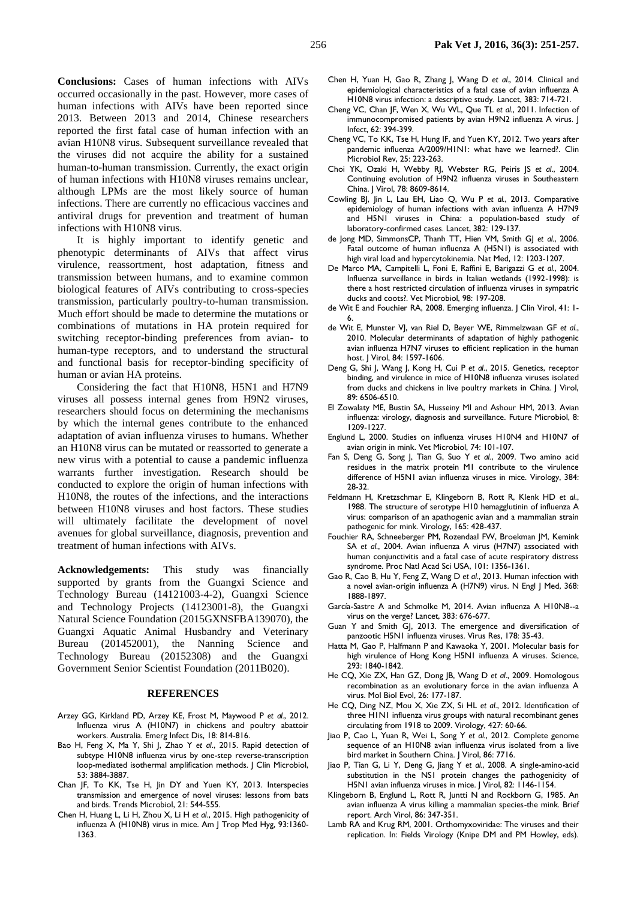**Conclusions:** Cases of human infections with AIVs occurred occasionally in the past. However, more cases of human infections with AIVs have been reported since 2013. Between 2013 and 2014, Chinese researchers reported the first fatal case of human infection with an avian H10N8 virus. Subsequent surveillance revealed that the viruses did not acquire the ability for a sustained human-to-human transmission. Currently, the exact origin of human infections with H10N8 viruses remains unclear, although LPMs are the most likely source of human infections. There are currently no efficacious vaccines and antiviral drugs for prevention and treatment of human infections with H10N8 virus.

It is highly important to identify genetic and phenotypic determinants of AIVs that affect virus virulence, reassortment, host adaptation, fitness and transmission between humans, and to examine common biological features of AIVs contributing to cross-species transmission, particularly poultry-to-human transmission. Much effort should be made to determine the mutations or combinations of mutations in HA protein required for switching receptor-binding preferences from avian- to human-type receptors, and to understand the structural and functional basis for receptor-binding specificity of human or avian HA proteins.

Considering the fact that H10N8, H5N1 and H7N9 viruses all possess internal genes from H9N2 viruses, researchers should focus on determining the mechanisms by which the internal genes contribute to the enhanced adaptation of avian influenza viruses to humans. Whether an H10N8 virus can be mutated or reassorted to generate a new virus with a potential to cause a pandemic influenza warrants further investigation. Research should be conducted to explore the origin of human infections with H10N8, the routes of the infections, and the interactions between H10N8 viruses and host factors. These studies will ultimately facilitate the development of novel avenues for global surveillance, diagnosis, prevention and treatment of human infections with AIVs.

**Acknowledgements:** This study was financially supported by grants from the Guangxi Science and Technology Bureau (14121003-4-2), Guangxi Science and Technology Projects (14123001-8), the Guangxi Natural Science Foundation (2015GXNSFBA139070), the Guangxi Aquatic Animal Husbandry and Veterinary Bureau (201452001), the Nanning Science and Technology Bureau (20152308) and the Guangxi Government Senior Scientist Foundation (2011B020).

## REFERENCES

Arzey GG, Kirkland PD, Arzey KE, Frost M, Maywood P *et al.*, 2012. Influenza virus A (H10N7) in chickens and poultry abattoir workers. Australia. Emerg Infect Dis, 18: 814-816.

Bao H, Feng X, Ma Y, Shi J, Zhao Y *et al.*, 2015. Rapid detection of subtype H10N8 influenza virus by one-step reverse-transcription loop-mediated isothermal amplification methods. J Clin Microbiol, 53: 3884-3887.

Chan JF, To KK, Tse H, Jin DY and Yuen KY, 2013. Interspecies transmission and emergence of novel viruses: lessons from bats and birds. Trends Microbiol, 21: 544-555.

Chen H, Huang L, Li H, Zhou X, Li H *et al.*, 2015. High pathogenicity of influenza A (H10N8) virus in mice. Am J Trop Med Hyg, 93:1360-1363.

Chen H, Yuan H, Gao R, Zhang J, Wang D *et al.*, 2014. Clinical and epidemiological characteristics of a fatal case of avian influenza A H10N8 virus infection: a descriptive study. Lancet, 383: 714-721.

Cheng VC, Chan JF, Wen X, Wu WL, Que TL *et al.*, 2011. Infection of immunocompromised patients by avian H9N2 influenza A virus. J Infect, 62: 394-399.

Cheng VC, To KK, Tse H, Hung IF, and Yuen KY, 2012. Two years after pandemic influenza A/2009/H1N1: what have we learned?. Clin Microbiol Rev, 25: 223-263.

Choi YK, Ozaki H, Webby RJ, Webster RG, Peiris JS *et al.*, 2004. Continuing evolution of H9N2 influenza viruses in Southeastern China. J Virol, 78: 8609-8614.

Cowling BJ, Jin L, Lau EH, Liao Q, Wu P *et al.*, 2013. Comparative epidemiology of human infections with avian influenza A H7N9 and H5N1 viruses in China: a population-based study of laboratory-confirmed cases. Lancet, 382: 129-137.

de Jong MD, SimmonsCP, Thanh TT, Hien VM, Smith GJ *et al.*, 2006. Fatal outcome of human influenza A (H5N1) is associated with high viral load and hypercytokinemia. Nat Med, 12: 1203-1207.

De Marco MA, Campitelli L, Foni E, Raffini E, Barigazzi G *et al.*, 2004. Influenza surveillance in birds in Italian wetlands (1992-1998): is there a host restricted circulation of influenza viruses in sympatric ducks and coots?. Vet Microbiol, 98: 197-208.

de Wit E and Fouchier RA, 2008. Emerging influenza. J Clin Virol, 41: 1-6.

de Wit E, Munster VJ, van Riel D, Beyer WE, Rimmelzwaan GF *et al.*, 2010. Molecular determinants of adaptation of highly pathogenic avian influenza H7N7 viruses to efficient replication in the human host. J Virol, 84: 1597-1606.

Deng G, Shi J, Wang J, Kong H, Cui P *et al.*, 2015. Genetics, receptor binding, and virulence in mice of H10N8 influenza viruses isolated from ducks and chickens in live poultry markets in China. J Virol, 89: 6506-6510.

El Zowalaty ME, Bustin SA, Husseiny MI and Ashour HM, 2013. Avian influenza: virology, diagnosis and surveillance. Future Microbiol, 8: 1209-1227.

Englund L, 2000. Studies on influenza viruses H10N4 and H10N7 of avian origin in mink. Vet Microbiol, 74: 101-107.

Fan S, Deng G, Song J, Tian G, Suo Y *et al.*, 2009. Two amino acid residues in the matrix protein M1 contribute to the virulence difference of H5N1 avian influenza viruses in mice. Virology, 384: 28-32.

Feldmann H, Kretzschmar E, Klingeborn B, Rott R, Klenk HD *et al.*, 1988. The structure of serotype H10 hemagglutinin of influenza A virus: comparison of an apathogenic avian and a mammalian strain pathogenic for mink. Virology, 165: 428-437.

Fouchier RA, Schneeberger PM, Rozendaal FW, Broekman JM, Kemink SA *et al.*, 2004. Avian influenza A virus (H7N7) associated with human conjunctivitis and a fatal case of acute respiratory distress syndrome. Proc Natl Acad Sci USA, 101: 1356-1361.

Gao R, Cao B, Hu Y, Feng Z, Wang D *et al.*, 2013. Human infection with a novel avian-origin influenza A (H7N9) virus. N Engl J Med, 368: 1888-1897.

García-Sastre A and Schmolke M, 2014. Avian influenza A H10N8--a virus on the verge? Lancet, 383: 676-677.

Guan Y and Smith GJ, 2013. The emergence and diversification of panzootic H5N1 influenza viruses. Virus Res, 178: 35-43.

Hatta M, Gao P, Halfmann P and Kawaoka Y, 2001. Molecular basis for high virulence of Hong Kong H5N1 influenza A viruses. Science, 293: 1840-1842.

He CQ, Xie ZX, Han GZ, Dong JB, Wang D *et al.*, 2009. Homologous recombination as an evolutionary force in the avian influenza A virus. Mol Biol Evol, 26: 177-187.

He CQ, Ding NZ, Mou X, Xie ZX, Si HL *et al.*, 2012. Identification of three H1N1 influenza virus groups with natural recombinant genes circulating from 1918 to 2009. Virology, 427: 60-66.

Jiao P, Cao L, Yuan R, Wei L, Song Y *et al.*, 2012. Complete genome sequence of an H10N8 avian influenza virus isolated from a live bird market in Southern China. J Virol, 86: 7716.

Jiao P, Tian G, Li Y, Deng G, Jiang Y *et al.*, 2008. A single-amino-acid substitution in the NS1 protein changes the pathogenicity of H5N1 avian influenza viruses in mice. J Virol, 82: 1146-1154.

Klingeborn B, Englund L, Rott R, Juntti N and Rockborn G, 1985. An avian influenza A virus killing a mammalian species-the mink. Brief report. Arch Virol, 86: 347-351.

Lamb RA and Krug RM, 2001. Orthomyxoviridae: The viruses and their replication. In: Fields Virology (Knipe DM and PM Howley, eds).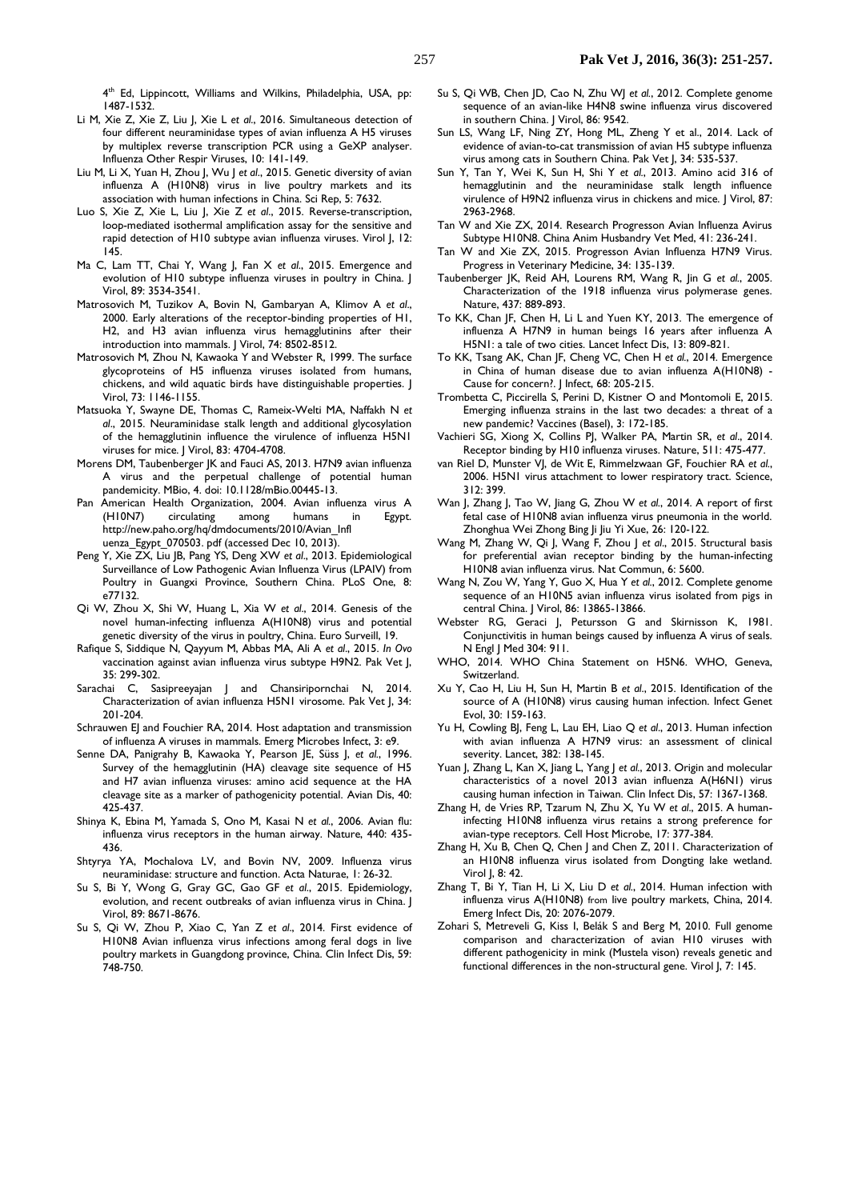4th Ed, Lippincott, Williams and Wilkins, Philadelphia, USA, pp: 1487-1532.

Li M, Xie Z, Xie Z, Liu J, Xie L *et al*., 2016. Simultaneous detection of four different neuraminidase types of avian influenza A H5 viruses by multiplex reverse transcription PCR using a GeXP analyser. Influenza Other Respir Viruses, 10: 141-149.

Liu M, Li X, Yuan H, Zhou J, Wu J *et al*., 2015. Genetic diversity of avian influenza A (H10N8) virus in live poultry markets and its association with human infections in China. Sci Rep, 5: 7632.

Luo S, Xie Z, Xie L, Liu J, Xie Z *et al*., 2015. Reverse-transcription, loop-mediated isothermal amplification assay for the sensitive and rapid detection of H10 subtype avian influenza viruses. Virol J, 12: 145.

Ma C, Lam TT, Chai Y, Wang J, Fan X *et al*., 2015. Emergence and evolution of H10 subtype influenza viruses in poultry in China. J Virol, 89: 3534-3541.

Matrosovich M, Tuzikov A, Bovin N, Gambaryan A, Klimov A *et al*., 2000. Early alterations of the receptor-binding properties of H1, H2, and H3 avian influenza virus hemagglutinins after their introduction into mammals. J Virol, 74: 8502-8512.

Matrosovich M, Zhou N, Kawaoka Y and Webster R, 1999. The surface glycoproteins of H5 influenza viruses isolated from humans, chickens, and wild aquatic birds have distinguishable properties. J Virol, 73: 1146-1155.

Matsuoka Y, Swayne DE, Thomas C, Rameix-Welti MA, Naffakh N *et al*., 2015. Neuraminidase stalk length and additional glycosylation of the hemagglutinin influence the virulence of influenza H5N1 viruses for mice. J Virol, 83: 4704-4708.

Morens DM, Taubenberger JK and Fauci AS, 2013. H7N9 avian influenza A virus and the perpetual challenge of potential human pandemicity. MBio, 4. doi: 10.1128/mBio.00445-13.

Pan American Health Organization, 2004. Avian influenza virus A (H10N7) circulating among humans in Egypt. http://new.paho.org/hq/dmdocuments/2010/Avian_Infl uenza_Egypt_070503. pdf (accessed Dec 10, 2013).

Peng Y, Xie ZX, Liu JB, Pang YS, Deng XW *et al*., 2013. Epidemiological Surveillance of Low Pathogenic Avian Influenza Virus (LPAIV) from Poultry in Guangxi Province, Southern China. PLoS One, 8: e77132.

Qi W, Zhou X, Shi W, Huang L, Xia W *et al*., 2014. Genesis of the novel human-infecting influenza A(H10N8) virus and potential genetic diversity of the virus in poultry, China. Euro Surveill, 19.

Rafique S, Siddique N, Qayyum M, Abbas MA, Ali A *et al*., 2015. *In Ovo* vaccination against avian influenza virus subtype H9N2. Pak Vet J, 35: 299-302.

Sarachai C, Sasipreeyajan J and Chansiripornchai N, 2014. Characterization of avian influenza H5N1 virosome. Pak Vet J, 34: 201-204.

Schrauwen EJ and Fouchier RA, 2014. Host adaptation and transmission of influenza A viruses in mammals. Emerg Microbes Infect, 3: e9.

Senne DA, Panigrahy B, Kawaoka Y, Pearson JE, Süss J, *et al*., 1996. Survey of the hemagglutinin (HA) cleavage site sequence of H5 and H7 avian influenza viruses: amino acid sequence at the HA cleavage site as a marker of pathogenicity potential. Avian Dis, 40: 425-437.

Shinya K, Ebina M, Yamada S, Ono M, Kasai N *et al*., 2006. Avian flu: influenza virus receptors in the human airway. Nature, 440: 435-436.

Shtyrya YA, Mochalova LV, and Bovin NV, 2009. Influenza virus neuraminidase: structure and function. Acta Naturae, 1: 26-32.

Su S, Bi Y, Wong G, Gray GC, Gao GF *et al*., 2015. Epidemiology, evolution, and recent outbreaks of avian influenza virus in China. J Virol, 89: 8671-8676.

Su S, Qi W, Zhou P, Xiao C, Yan Z *et al*., 2014. First evidence of H10N8 Avian influenza virus infections among feral dogs in live poultry markets in Guangdong province, China. Clin Infect Dis, 59: 748-750.

Su S, Qi WB, Chen JD, Cao N, Zhu WJ *et al*., 2012. Complete genome sequence of an avian-like H4N8 swine influenza virus discovered in southern China. J Virol, 86: 9542.

Sun LS, Wang LF, Ning ZY, Hong ML, Zheng Y et al., 2014. Lack of evidence of avian-to-cat transmission of avian H5 subtype influenza virus among cats in Southern China. Pak Vet J, 34: 535-537.

Sun Y, Tan Y, Wei K, Sun H, Shi Y *et al*., 2013. Amino acid 316 of hemagglutinin and the neuraminidase stalk length influence virulence of H9N2 influenza virus in chickens and mice. J Virol, 87: 2963-2968.

Tan W and Xie ZX, 2014. Research Progresson Avian Influenza Avirus Subtype H10N8. China Anim Husbandry Vet Med, 41: 236-241.

Tan W and Xie ZX, 2015. Progresson Avian Influenza H7N9 Virus. Progress in Veterinary Medicine, 34: 135-139.

Taubenberger JK, Reid AH, Lourens RM, Wang R, Jin G *et al*., 2005. Characterization of the 1918 influenza virus polymerase genes. Nature, 437: 889-893.

To KK, Chan JF, Chen H, Li L and Yuen KY, 2013. The emergence of influenza A H7N9 in human beings 16 years after influenza A H5N1: a tale of two cities. Lancet Infect Dis, 13: 809-821.

To KK, Tsang AK, Chan JF, Cheng VC, Chen H *et al*., 2014. Emergence in China of human disease due to avian influenza A(H10N8) - Cause for concern?. J Infect, 68: 205-215.

Trombetta C, Piccirella S, Perini D, Kistner O and Montomoli E, 2015. Emerging influenza strains in the last two decades: a threat of a new pandemic? Vaccines (Basel), 3: 172-185.

Vachieri SG, Xiong X, Collins PJ, Walker PA, Martin SR, *et al*., 2014. Receptor binding by H10 influenza viruses. Nature, 511: 475-477.

van Riel D, Munster VJ, de Wit E, Rimmelzwaan GF, Fouchier RA *et al*., 2006. H5N1 virus attachment to lower respiratory tract. Science, 312: 399.

Wan J, Zhang J, Tao W, Jiang G, Zhou W *et al*., 2014. A report of first fetal case of H10N8 avian influenza virus pneumonia in the world. Zhonghua Wei Zhong Bing Ji Jiu Yi Xue, 26: 120-122.

Wang M, Zhang W, Qi J, Wang F, Zhou J *et al*., 2015. Structural basis for preferential avian receptor binding by the human-infecting H10N8 avian influenza virus. Nat Commun, 6: 5600.

Wang N, Zou W, Yang Y, Guo X, Hua Y *et al*., 2012. Complete genome sequence of an H10N5 avian influenza virus isolated from pigs in central China. J Virol, 86: 13865-13866.

Webster RG, Geraci J, Petursson G and Skirnisson K, 1981. Conjunctivitis in human beings caused by influenza A virus of seals. N Engl J Med 304: 911.

WHO, 2014. WHO China Statement on H5N6. WHO, Geneva, Switzerland.

Xu Y, Cao H, Liu H, Sun H, Martin B *et al*., 2015. Identification of the source of A (H10N8) virus causing human infection. Infect Genet Evol, 30: 159-163.

Yu H, Cowling BJ, Feng L, Lau EH, Liao Q *et al*., 2013. Human infection with avian influenza A H7N9 virus: an assessment of clinical severity. Lancet, 382: 138-145.

Yuan J, Zhang L, Kan X, Jiang L, Yang J *et al*., 2013. Origin and molecular characteristics of a novel 2013 avian influenza A(H6N1) virus causing human infection in Taiwan. Clin Infect Dis, 57: 1367-1368.

Zhang H, de Vries RP, Tzarum N, Zhu X, Yu W *et al*., 2015. A human-infecting H10N8 influenza virus retains a strong preference for avian-type receptors. Cell Host Microbe, 17: 377-384.

Zhang H, Xu B, Chen Q, Chen J and Chen Z, 2011. Characterization of an H10N8 influenza virus isolated from Dongting lake wetland. Virol J, 8: 42.

Zhang T, Bi Y, Tian H, Li X, Liu D *et al*., 2014. Human infection with influenza virus A(H10N8) from live poultry markets, China, 2014. Emerg Infect Dis, 20: 2076-2079.

Zohari S, Metreveli G, Kiss I, Belák S and Berg M, 2010. Full genome comparison and characterization of avian H10 viruses with different pathogenicity in mink (Mustela vison) reveals genetic and functional differences in the non-structural gene. Virol J, 7: 145.